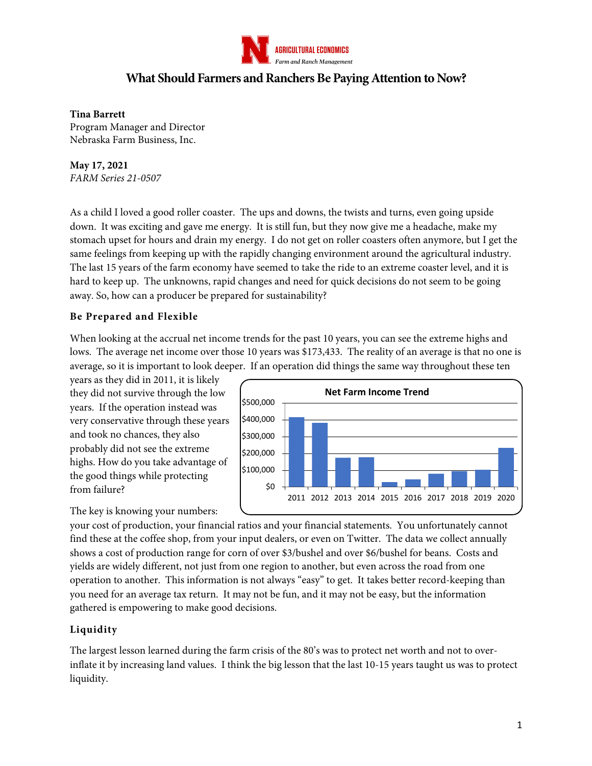AGRICULTURAL ECONOMICS
*Farm and Ranch Management*

# What Should Farmers and Ranchers Be Paying Attention to Now?

**Tina Barrett**
Program Manager and Director
Nebraska Farm Business, Inc.

**May 17, 2021**
*FARM Series 21-0507*

As a child I loved a good roller coaster. The ups and downs, the twists and turns, even going upside down. It was exciting and gave me energy. It is still fun, but they now give me a headache, make my stomach upset for hours and drain my energy. I do not get on roller coasters often anymore, but I get the same feelings from keeping up with the rapidly changing environment around the agricultural industry. The last 15 years of the farm economy have seemed to take the ride to an extreme coaster level, and it is hard to keep up. The unknowns, rapid changes and need for quick decisions do not seem to be going away. So, how can a producer be prepared for sustainability?

## Be Prepared and Flexible

When looking at the accrual net income trends for the past 10 years, you can see the extreme highs and lows. The average net income over those 10 years was $173,433. The reality of an average is that no one is average, so it is important to look deeper. If an operation did things the same way throughout these ten years as they did in 2011, it is likely they did not survive through the low years. If the operation instead was very conservative through these years and took no chances, they also probably did not see the extreme highs. How do you take advantage of the good things while protecting from failure?

**Net Farm Income Trend**

(Bar chart, years 2011–2020; y-axis $0 to $500,000)

The key is knowing your numbers: your cost of production, your financial ratios and your financial statements. You unfortunately cannot find these at the coffee shop, from your input dealers, or even on Twitter. The data we collect annually shows a cost of production range for corn of over $3/bushel and over $6/bushel for beans. Costs and yields are widely different, not just from one region to another, but even across the road from one operation to another. This information is not always "easy" to get. It takes better record-keeping than you need for an average tax return. It may not be fun, and it may not be easy, but the information gathered is empowering to make good decisions.

## Liquidity

The largest lesson learned during the farm crisis of the 80's was to protect net worth and not to over-inflate it by increasing land values. I think the big lesson that the last 10-15 years taught us was to protect liquidity.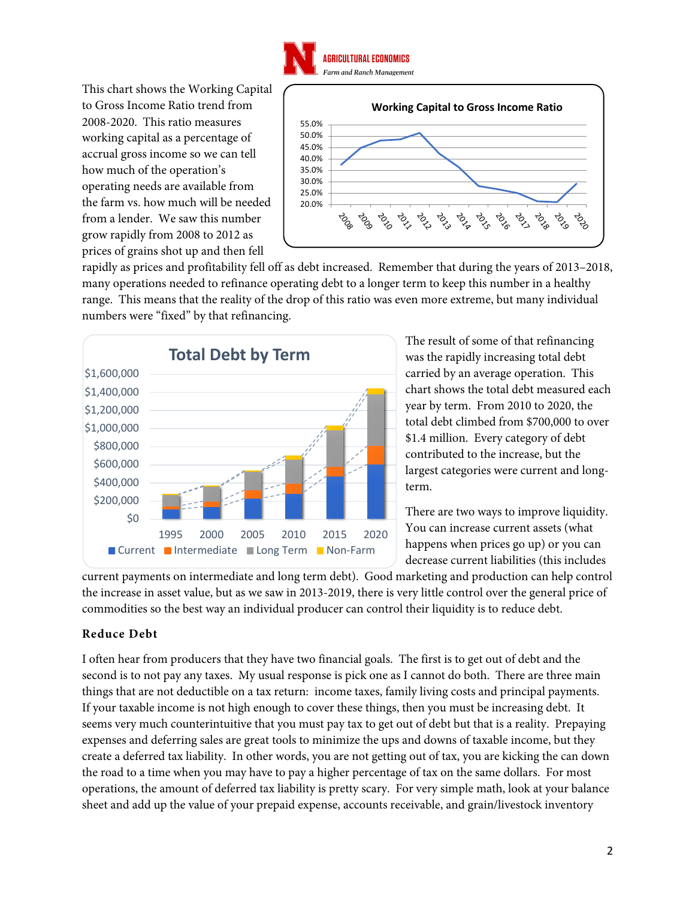This chart shows the Working Capital to Gross Income Ratio trend from 2008-2020. This ratio measures working capital as a percentage of accrual gross income so we can tell how much of the operation's operating needs are available from the farm vs. how much will be needed from a lender. We saw this number grow rapidly from 2008 to 2012 as prices of grains shot up and then fell rapidly as prices and profitability fell off as debt increased. Remember that during the years of 2013–2018, many operations needed to refinance operating debt to a longer term to keep this number in a healthy range. This means that the reality of the drop of this ratio was even more extreme, but many individual numbers were "fixed" by that refinancing.

The result of some of that refinancing was the rapidly increasing total debt carried by an average operation. This chart shows the total debt measured each year by term. From 2010 to 2020, the total debt climbed from $700,000 to over $1.4 million. Every category of debt contributed to the increase, but the largest categories were current and long-term.

There are two ways to improve liquidity. You can increase current assets (what happens when prices go up) or you can decrease current liabilities (this includes current payments on intermediate and long term debt). Good marketing and production can help control the increase in asset value, but as we saw in 2013-2019, there is very little control over the general price of commodities so the best way an individual producer can control their liquidity is to reduce debt.

### Reduce Debt

I often hear from producers that they have two financial goals. The first is to get out of debt and the second is to not pay any taxes. My usual response is pick one as I cannot do both. There are three main things that are not deductible on a tax return: income taxes, family living costs and principal payments. If your taxable income is not high enough to cover these things, then you must be increasing debt. It seems very much counterintuitive that you must pay tax to get out of debt but that is a reality. Prepaying expenses and deferring sales are great tools to minimize the ups and downs of taxable income, but they create a deferred tax liability. In other words, you are not getting out of tax, you are kicking the can down the road to a time when you may have to pay a higher percentage of tax on the same dollars. For most operations, the amount of deferred tax liability is pretty scary. For very simple math, look at your balance sheet and add up the value of your prepaid expense, accounts receivable, and grain/livestock inventory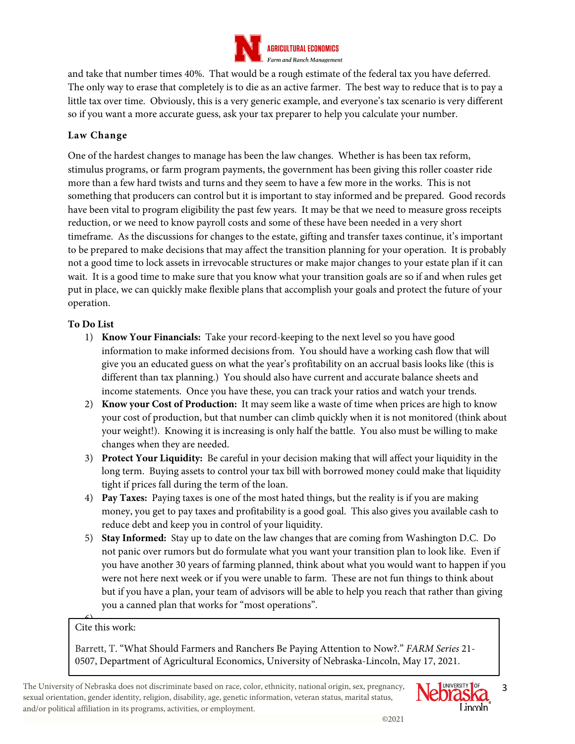and take that number times 40%. That would be a rough estimate of the federal tax you have deferred. The only way to erase that completely is to die as an active farmer. The best way to reduce that is to pay a little tax over time. Obviously, this is a very generic example, and everyone's tax scenario is very different so if you want a more accurate guess, ask your tax preparer to help you calculate your number.

### Law Change

One of the hardest changes to manage has been the law changes. Whether is has been tax reform, stimulus programs, or farm program payments, the government has been giving this roller coaster ride more than a few hard twists and turns and they seem to have a few more in the works. This is not something that producers can control but it is important to stay informed and be prepared. Good records have been vital to program eligibility the past few years. It may be that we need to measure gross receipts reduction, or we need to know payroll costs and some of these have been needed in a very short timeframe. As the discussions for changes to the estate, gifting and transfer taxes continue, it's important to be prepared to make decisions that may affect the transition planning for your operation. It is probably not a good time to lock assets in irrevocable structures or make major changes to your estate plan if it can wait. It is a good time to make sure that you know what your transition goals are so if and when rules get put in place, we can quickly make flexible plans that accomplish your goals and protect the future of your operation.

### To Do List

1) **Know Your Financials:** Take your record-keeping to the next level so you have good information to make informed decisions from. You should have a working cash flow that will give you an educated guess on what the year's profitability on an accrual basis looks like (this is different than tax planning.) You should also have current and accurate balance sheets and income statements. Once you have these, you can track your ratios and watch your trends.
2) **Know your Cost of Production:** It may seem like a waste of time when prices are high to know your cost of production, but that number can climb quickly when it is not monitored (think about your weight!). Knowing it is increasing is only half the battle. You also must be willing to make changes when they are needed.
3) **Protect Your Liquidity:** Be careful in your decision making that will affect your liquidity in the long term. Buying assets to control your tax bill with borrowed money could make that liquidity tight if prices fall during the term of the loan.
4) **Pay Taxes:** Paying taxes is one of the most hated things, but the reality is if you are making money, you get to pay taxes and profitability is a good goal. This also gives you available cash to reduce debt and keep you in control of your liquidity.
5) **Stay Informed:** Stay up to date on the law changes that are coming from Washington D.C. Do not panic over rumors but do formulate what you want your transition plan to look like. Even if you have another 30 years of farming planned, think about what you would want to happen if you were not here next week or if you were unable to farm. These are not fun things to think about but if you have a plan, your team of advisors will be able to help you reach that rather than giving you a canned plan that works for "most operations".

Cite this work:

Barrett, T. "What Should Farmers and Ranchers Be Paying Attention to Now?." *FARM Series* 21-0507, Department of Agricultural Economics, University of Nebraska-Lincoln, May 17, 2021.

The University of Nebraska does not discriminate based on race, color, ethnicity, national origin, sex, pregnancy, sexual orientation, gender identity, religion, disability, age, genetic information, veteran status, marital status, and/or political affiliation in its programs, activities, or employment.

©2021